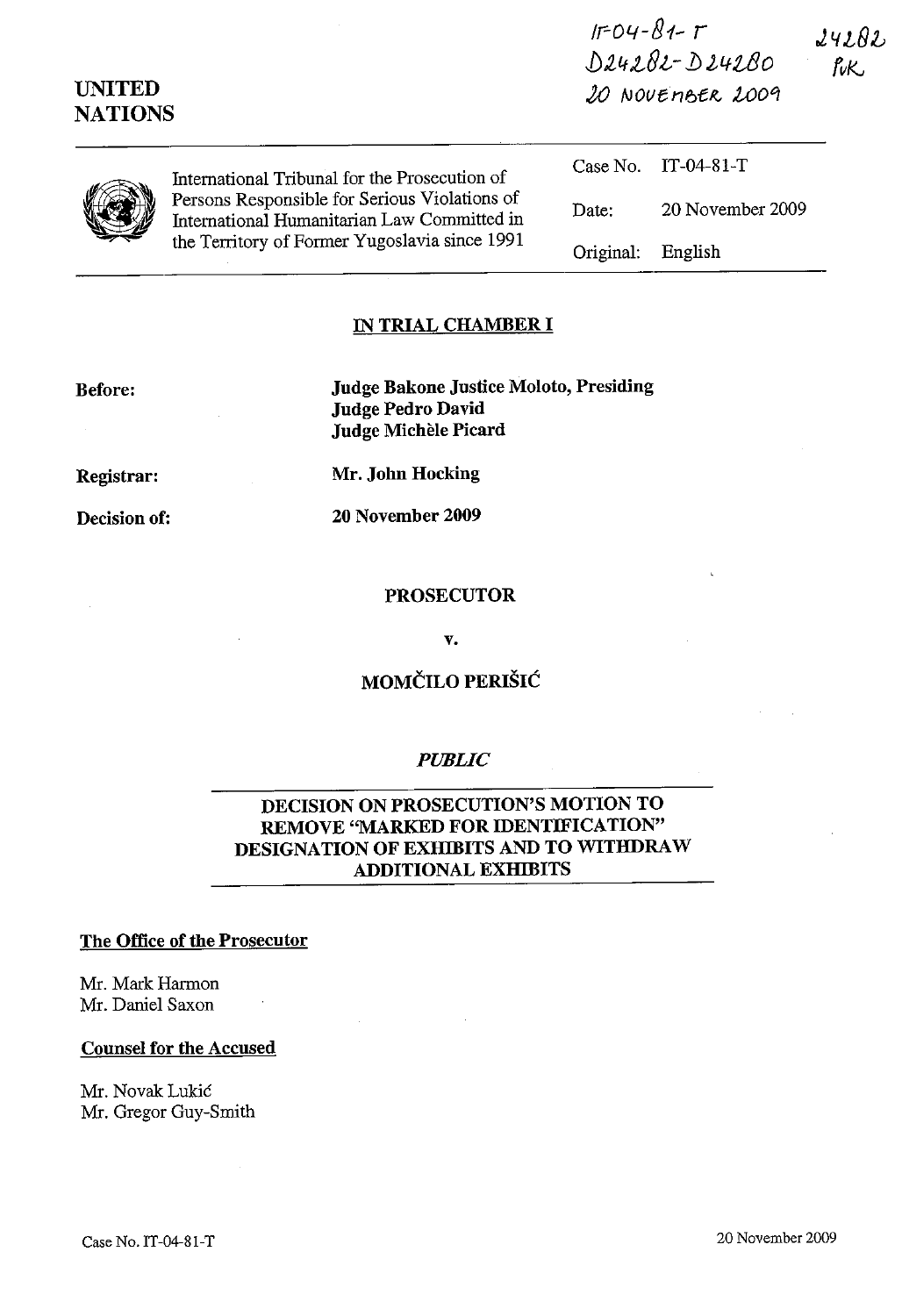IT-04-81-T
D24282-D24280
20 NOVEMBER 2009

24282
PvK

**UNITED NATIONS**

International Tribunal for the Prosecution of Persons Responsible for Serious Violations of International Humanitarian Law Committed in the Territory of Former Yugoslavia since 1991

| | |
|---|---|
| Case No. | IT-04-81-T |
| Date: | 20 November 2009 |
| Original: | English |

## IN TRIAL CHAMBER I

**Before:** **Judge Bakone Justice Moloto, Presiding**
**Judge Pedro David**
**Judge Michèle Picard**

**Registrar:** **Mr. John Hocking**

**Decision of:** **20 November 2009**

**PROSECUTOR**

**v.**

**MOMČILO PERIŠIĆ**

***PUBLIC***

## DECISION ON PROSECUTION'S MOTION TO REMOVE "MARKED FOR IDENTIFICATION" DESIGNATION OF EXHIBITS AND TO WITHDRAW ADDITIONAL EXHIBITS

**The Office of the Prosecutor**

Mr. Mark Harmon
Mr. Daniel Saxon

**Counsel for the Accused**

Mr. Novak Lukić
Mr. Gregor Guy-Smith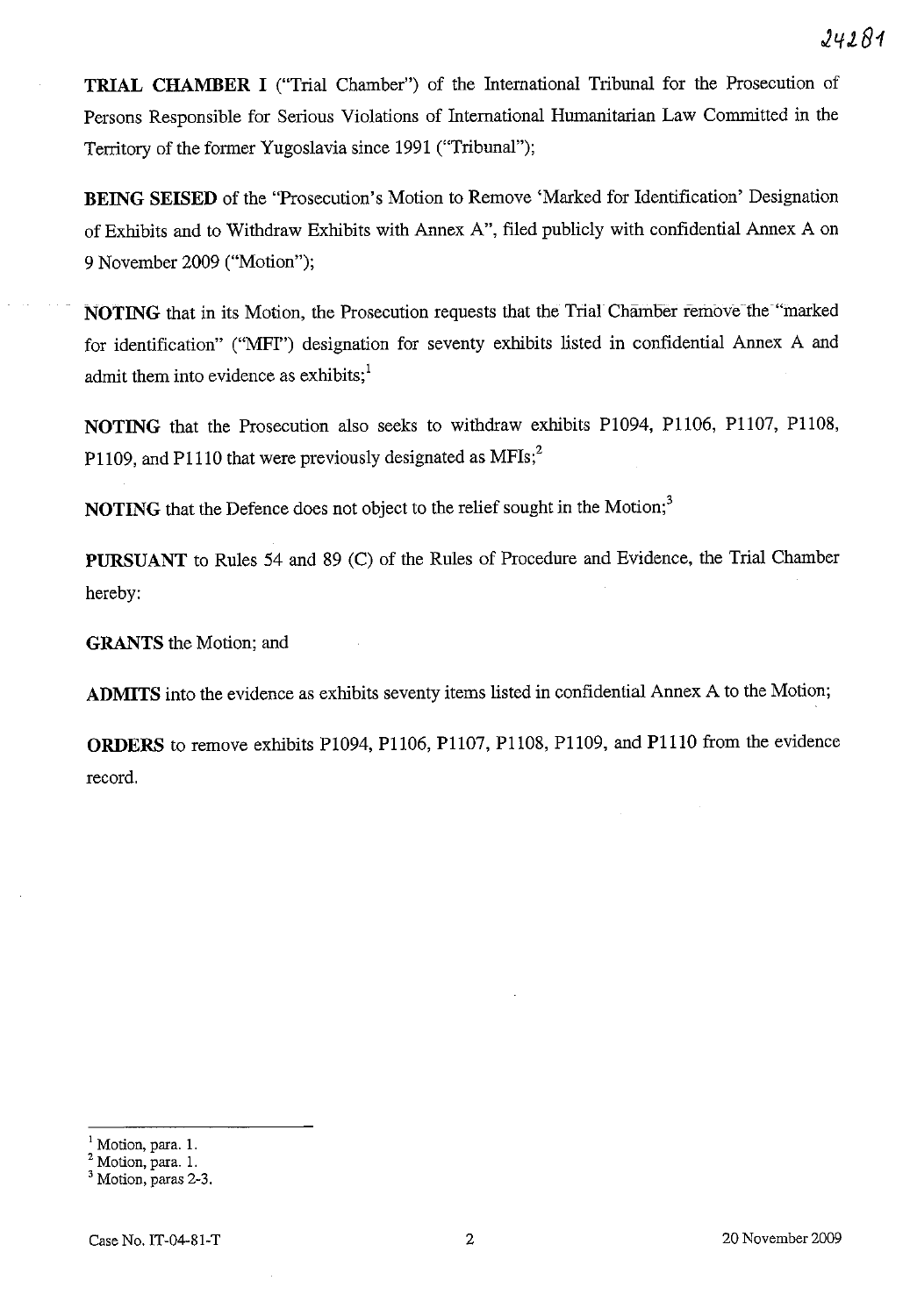**TRIAL CHAMBER I** ("Trial Chamber") of the International Tribunal for the Prosecution of Persons Responsible for Serious Violations of International Humanitarian Law Committed in the Territory of the former Yugoslavia since 1991 ("Tribunal");

**BEING SEISED** of the "Prosecution's Motion to Remove 'Marked for Identification' Designation of Exhibits and to Withdraw Exhibits with Annex A", filed publicly with confidential Annex A on 9 November 2009 ("Motion");

**NOTING** that in its Motion, the Prosecution requests that the Trial Chamber remove the "marked for identification" ("MFI") designation for seventy exhibits listed in confidential Annex A and admit them into evidence as exhibits;[1]

**NOTING** that the Prosecution also seeks to withdraw exhibits P1094, P1106, P1107, P1108, P1109, and P1110 that were previously designated as MFIs;[2]

**NOTING** that the Defence does not object to the relief sought in the Motion;[3]

**PURSUANT** to Rules 54 and 89 (C) of the Rules of Procedure and Evidence, the Trial Chamber hereby:

**GRANTS** the Motion; and

**ADMITS** into the evidence as exhibits seventy items listed in confidential Annex A to the Motion;

**ORDERS** to remove exhibits P1094, P1106, P1107, P1108, P1109, and P1110 from the evidence record.

---

[1] Motion, para. 1.

[2] Motion, para. 1.

[3] Motion, paras 2-3.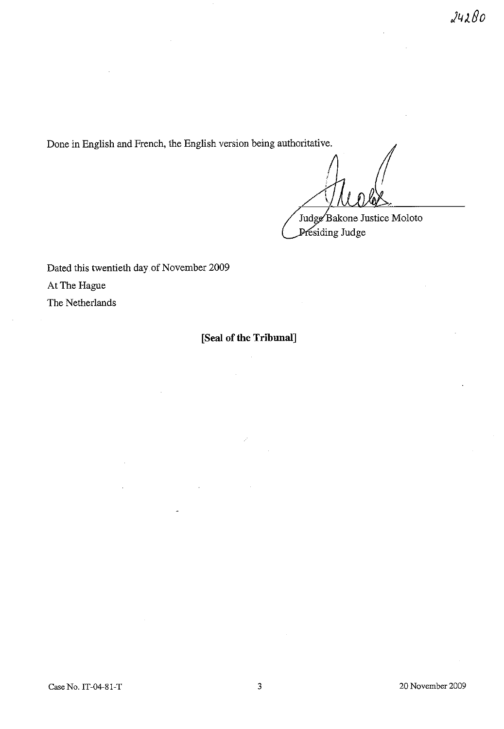Done in English and French, the English version being authoritative.

Judge Bakone Justice Moloto
Presiding Judge

Dated this twentieth day of November 2009
At The Hague
The Netherlands

**[Seal of the Tribunal]**